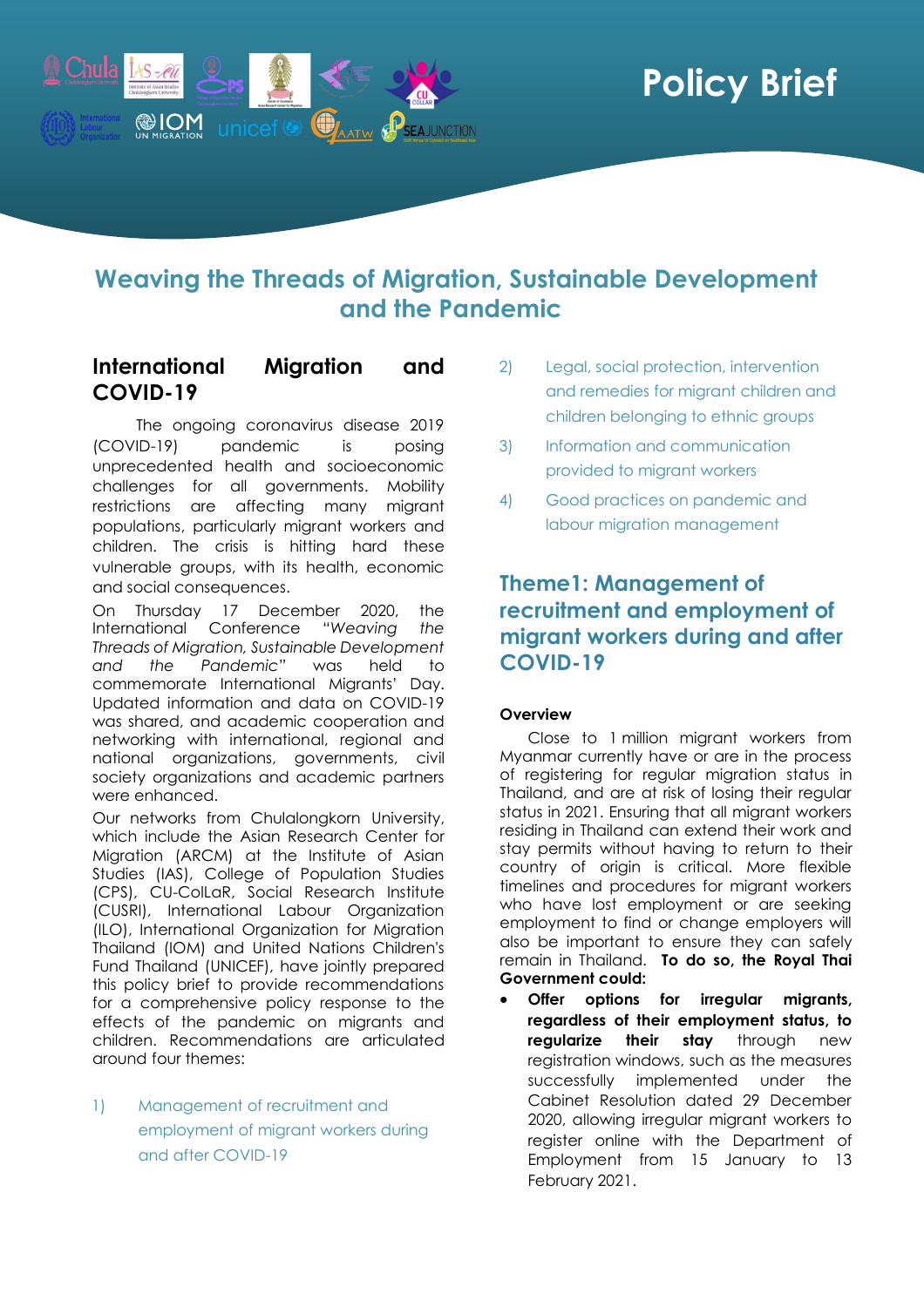# Policy Brief

## Weaving the Threads of Migration, Sustainable Development and the Pandemic

### International Migration and COVID-19

The ongoing coronavirus disease 2019 (COVID-19) pandemic is posing unprecedented health and socioeconomic challenges for all governments. Mobility restrictions are affecting many migrant populations, particularly migrant workers and children. The crisis is hitting hard these vulnerable groups, with its health, economic and social consequences.

On Thursday 17 December 2020, the International Conference "*Weaving the Threads of Migration, Sustainable Development and the Pandemic*" was held to commemorate International Migrants' Day. Updated information and data on COVID-19 was shared, and academic cooperation and networking with international, regional and national organizations, governments, civil society organizations and academic partners were enhanced.

Our networks from Chulalongkorn University, which include the Asian Research Center for Migration (ARCM) at the Institute of Asian Studies (IAS), College of Population Studies (CPS), CU-ColLaR, Social Research Institute (CUSRI), International Labour Organization (ILO), International Organization for Migration Thailand (IOM) and United Nations Children's Fund Thailand (UNICEF), have jointly prepared this policy brief to provide recommendations for a comprehensive policy response to the effects of the pandemic on migrants and children. Recommendations are articulated around four themes:

1) Management of recruitment and employment of migrant workers during and after COVID-19
2) Legal, social protection, intervention and remedies for migrant children and children belonging to ethnic groups
3) Information and communication provided to migrant workers
4) Good practices on pandemic and labour migration management

### Theme1: Management of recruitment and employment of migrant workers during and after COVID-19

**Overview**

Close to 1 million migrant workers from Myanmar currently have or are in the process of registering for regular migration status in Thailand, and are at risk of losing their regular status in 2021. Ensuring that all migrant workers residing in Thailand can extend their work and stay permits without having to return to their country of origin is critical. More flexible timelines and procedures for migrant workers who have lost employment or are seeking employment to find or change employers will also be important to ensure they can safely remain in Thailand. **To do so, the Royal Thai Government could:**

- **Offer options for irregular migrants, regardless of their employment status, to regularize their stay** through new registration windows, such as the measures successfully implemented under the Cabinet Resolution dated 29 December 2020, allowing irregular migrant workers to register online with the Department of Employment from 15 January to 13 February 2021.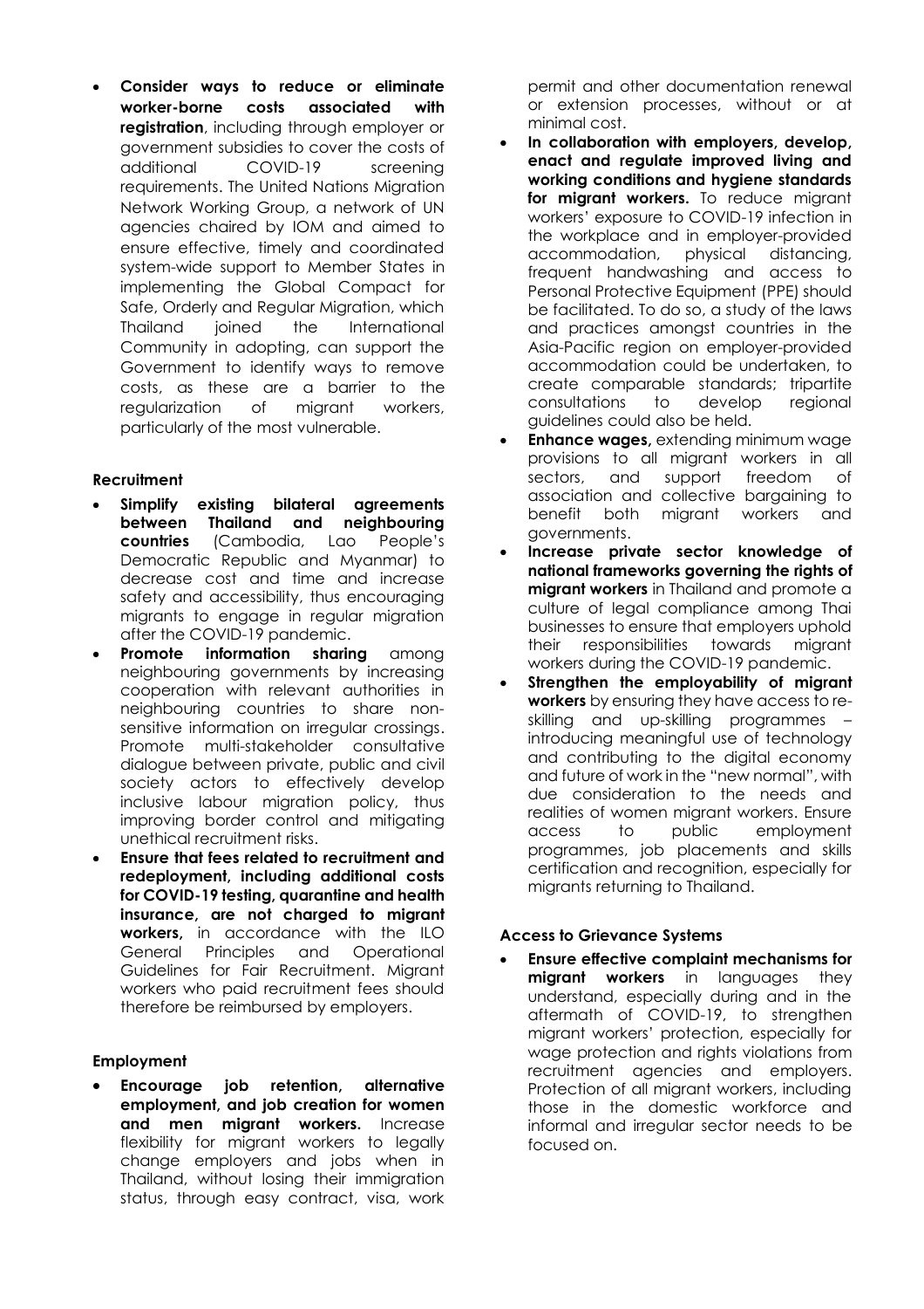- **Consider ways to reduce or eliminate worker-borne costs associated with registration**, including through employer or government subsidies to cover the costs of additional COVID-19 screening requirements. The United Nations Migration Network Working Group, a network of UN agencies chaired by IOM and aimed to ensure effective, timely and coordinated system-wide support to Member States in implementing the Global Compact for Safe, Orderly and Regular Migration, which Thailand joined the International Community in adopting, can support the Government to identify ways to remove costs, as these are a barrier to the regularization of migrant workers, particularly of the most vulnerable.

**Recruitment**

- **Simplify existing bilateral agreements between Thailand and neighbouring countries** (Cambodia, Lao People's Democratic Republic and Myanmar) to decrease cost and time and increase safety and accessibility, thus encouraging migrants to engage in regular migration after the COVID-19 pandemic.
- **Promote information sharing** among neighbouring governments by increasing cooperation with relevant authorities in neighbouring countries to share non-sensitive information on irregular crossings. Promote multi-stakeholder consultative dialogue between private, public and civil society actors to effectively develop inclusive labour migration policy, thus improving border control and mitigating unethical recruitment risks.
- **Ensure that fees related to recruitment and redeployment, including additional costs for COVID-19 testing, quarantine and health insurance, are not charged to migrant workers,** in accordance with the ILO General Principles and Operational Guidelines for Fair Recruitment. Migrant workers who paid recruitment fees should therefore be reimbursed by employers.

**Employment**

- **Encourage job retention, alternative employment, and job creation for women and men migrant workers.** Increase flexibility for migrant workers to legally change employers and jobs when in Thailand, without losing their immigration status, through easy contract, visa, work permit and other documentation renewal or extension processes, without or at minimal cost.
- **In collaboration with employers, develop, enact and regulate improved living and working conditions and hygiene standards for migrant workers.** To reduce migrant workers' exposure to COVID-19 infection in the workplace and in employer-provided accommodation, physical distancing, frequent handwashing and access to Personal Protective Equipment (PPE) should be facilitated. To do so, a study of the laws and practices amongst countries in the Asia-Pacific region on employer-provided accommodation could be undertaken, to create comparable standards; tripartite consultations to develop regional guidelines could also be held.
- **Enhance wages,** extending minimum wage provisions to all migrant workers in all sectors, and support freedom of association and collective bargaining to benefit both migrant workers and governments.
- **Increase private sector knowledge of national frameworks governing the rights of migrant workers** in Thailand and promote a culture of legal compliance among Thai businesses to ensure that employers uphold their responsibilities towards migrant workers during the COVID-19 pandemic.
- **Strengthen the employability of migrant workers** by ensuring they have access to re-skilling and up-skilling programmes – introducing meaningful use of technology and contributing to the digital economy and future of work in the "new normal", with due consideration to the needs and realities of women migrant workers. Ensure access to public employment programmes, job placements and skills certification and recognition, especially for migrants returning to Thailand.

**Access to Grievance Systems**

- **Ensure effective complaint mechanisms for migrant workers** in languages they understand, especially during and in the aftermath of COVID-19, to strengthen migrant workers' protection, especially for wage protection and rights violations from recruitment agencies and employers. Protection of all migrant workers, including those in the domestic workforce and informal and irregular sector needs to be focused on.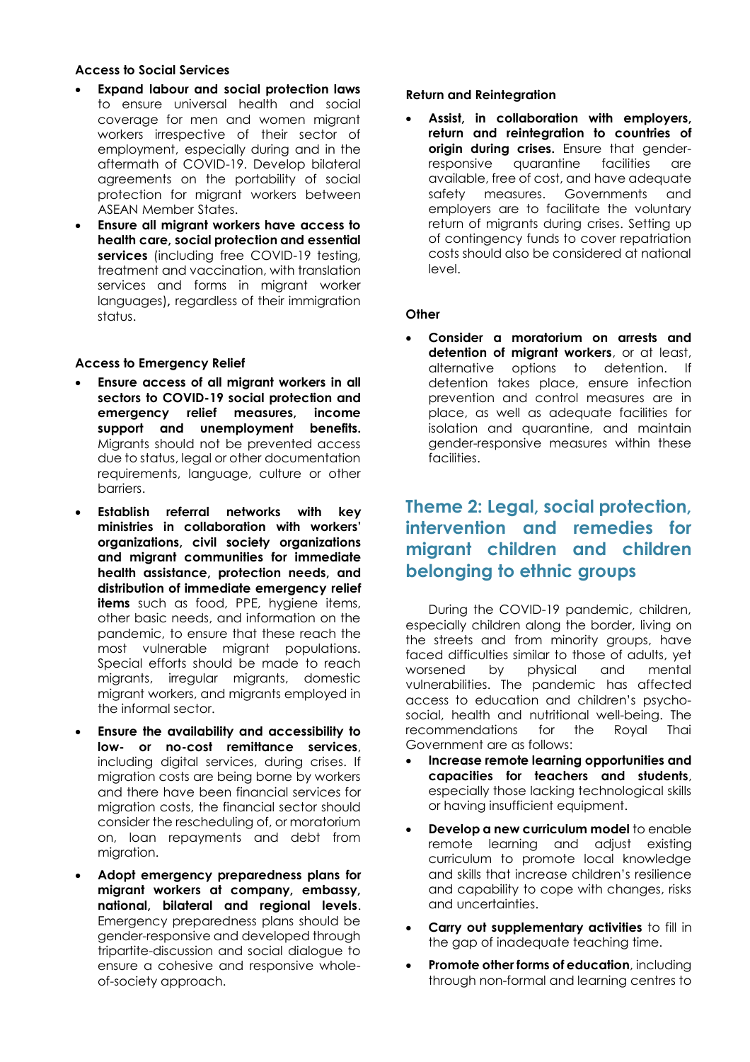**Access to Social Services**

- **Expand labour and social protection laws** to ensure universal health and social coverage for men and women migrant workers irrespective of their sector of employment, especially during and in the aftermath of COVID-19. Develop bilateral agreements on the portability of social protection for migrant workers between ASEAN Member States.
- **Ensure all migrant workers have access to health care, social protection and essential services** (including free COVID-19 testing, treatment and vaccination, with translation services and forms in migrant worker languages)**,** regardless of their immigration status.

**Access to Emergency Relief**

- **Ensure access of all migrant workers in all sectors to COVID-19 social protection and emergency relief measures, income support and unemployment benefits.** Migrants should not be prevented access due to status, legal or other documentation requirements, language, culture or other barriers.
- **Establish referral networks with key ministries in collaboration with workers' organizations, civil society organizations and migrant communities for immediate health assistance, protection needs, and distribution of immediate emergency relief items** such as food, PPE, hygiene items, other basic needs, and information on the pandemic, to ensure that these reach the most vulnerable migrant populations. Special efforts should be made to reach migrants, irregular migrants, domestic migrant workers, and migrants employed in the informal sector.
- **Ensure the availability and accessibility to low- or no-cost remittance services**, including digital services, during crises. If migration costs are being borne by workers and there have been financial services for migration costs, the financial sector should consider the rescheduling of, or moratorium on, loan repayments and debt from migration.
- **Adopt emergency preparedness plans for migrant workers at company, embassy, national, bilateral and regional levels**. Emergency preparedness plans should be gender-responsive and developed through tripartite-discussion and social dialogue to ensure a cohesive and responsive whole-of-society approach.

**Return and Reintegration**

- **Assist, in collaboration with employers, return and reintegration to countries of origin during crises.** Ensure that gender-responsive quarantine facilities are available, free of cost, and have adequate safety measures. Governments and employers are to facilitate the voluntary return of migrants during crises. Setting up of contingency funds to cover repatriation costs should also be considered at national level.

**Other**

- **Consider a moratorium on arrests and detention of migrant workers**, or at least, alternative options to detention. If detention takes place, ensure infection prevention and control measures are in place, as well as adequate facilities for isolation and quarantine, and maintain gender-responsive measures within these facilities.

## Theme 2: Legal, social protection, intervention and remedies for migrant children and children belonging to ethnic groups

During the COVID-19 pandemic, children, especially children along the border, living on the streets and from minority groups, have faced difficulties similar to those of adults, yet worsened by physical and mental vulnerabilities. The pandemic has affected access to education and children's psycho-social, health and nutritional well-being. The recommendations for the Royal Thai Government are as follows:

- **Increase remote learning opportunities and capacities for teachers and students**, especially those lacking technological skills or having insufficient equipment.
- **Develop a new curriculum model** to enable remote learning and adjust existing curriculum to promote local knowledge and skills that increase children's resilience and capability to cope with changes, risks and uncertainties.
- **Carry out supplementary activities** to fill in the gap of inadequate teaching time.
- **Promote other forms of education**, including through non-formal and learning centres to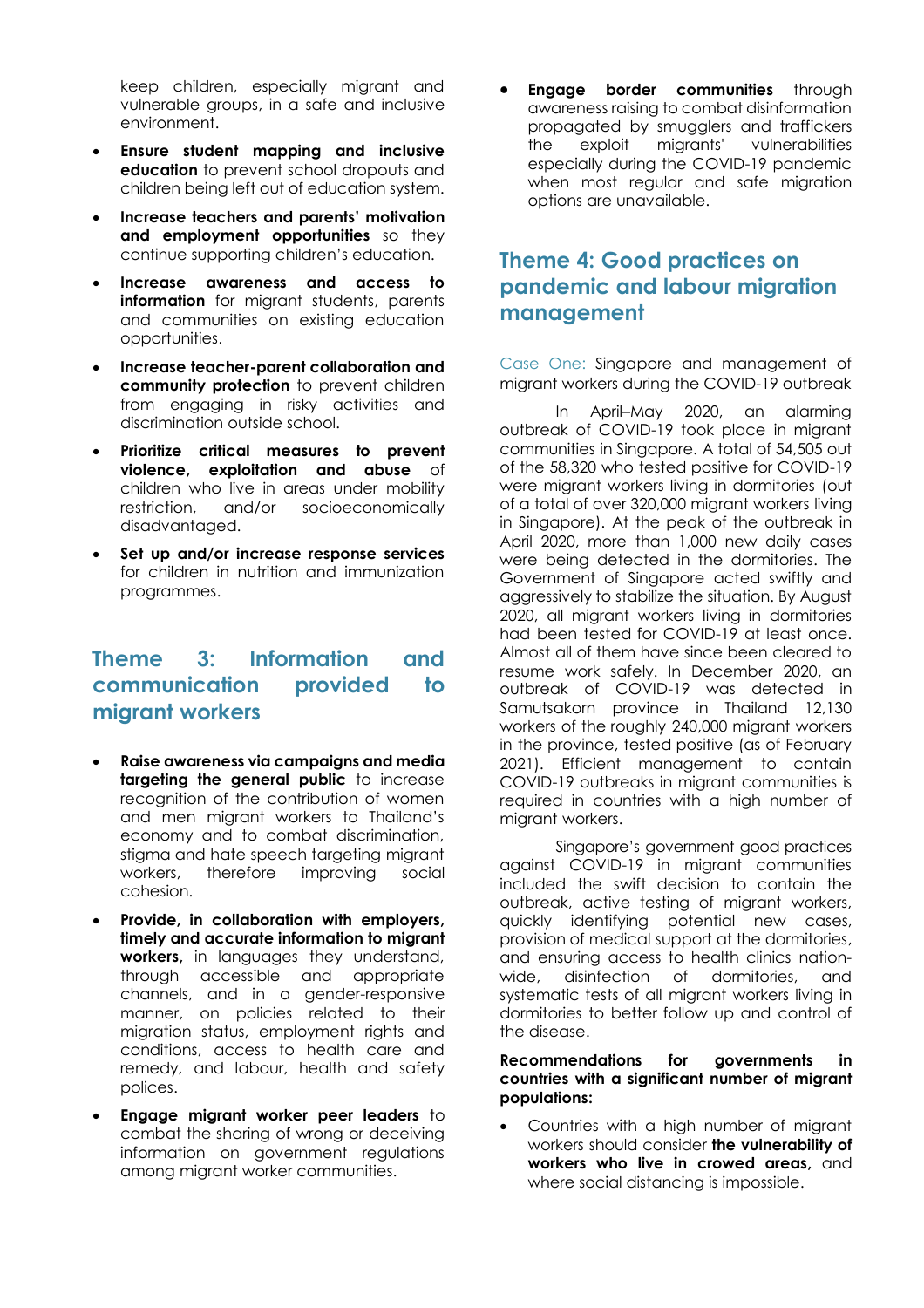keep children, especially migrant and vulnerable groups, in a safe and inclusive environment.

- **Ensure student mapping and inclusive education** to prevent school dropouts and children being left out of education system.
- **Increase teachers and parents' motivation and employment opportunities** so they continue supporting children's education.
- **Increase awareness and access to information** for migrant students, parents and communities on existing education opportunities.
- **Increase teacher-parent collaboration and community protection** to prevent children from engaging in risky activities and discrimination outside school.
- **Prioritize critical measures to prevent violence, exploitation and abuse** of children who live in areas under mobility restriction, and/or socioeconomically disadvantaged.
- **Set up and/or increase response services** for children in nutrition and immunization programmes.

## Theme 3: Information and communication provided to migrant workers

- **Raise awareness via campaigns and media targeting the general public** to increase recognition of the contribution of women and men migrant workers to Thailand's economy and to combat discrimination, stigma and hate speech targeting migrant workers, therefore improving social cohesion.
- **Provide, in collaboration with employers, timely and accurate information to migrant workers,** in languages they understand, through accessible and appropriate channels, and in a gender-responsive manner, on policies related to their migration status, employment rights and conditions, access to health care and remedy, and labour, health and safety polices.
- **Engage migrant worker peer leaders** to combat the sharing of wrong or deceiving information on government regulations among migrant worker communities.
- **Engage border communities** through awareness raising to combat disinformation propagated by smugglers and traffickers the exploit migrants' vulnerabilities especially during the COVID-19 pandemic when most regular and safe migration options are unavailable.

## Theme 4: Good practices on pandemic and labour migration management

Case One: Singapore and management of migrant workers during the COVID-19 outbreak

In April–May 2020, an alarming outbreak of COVID-19 took place in migrant communities in Singapore. A total of 54,505 out of the 58,320 who tested positive for COVID-19 were migrant workers living in dormitories (out of a total of over 320,000 migrant workers living in Singapore). At the peak of the outbreak in April 2020, more than 1,000 new daily cases were being detected in the dormitories. The Government of Singapore acted swiftly and aggressively to stabilize the situation. By August 2020, all migrant workers living in dormitories had been tested for COVID-19 at least once. Almost all of them have since been cleared to resume work safely. In December 2020, an outbreak of COVID-19 was detected in Samutsakorn province in Thailand 12,130 workers of the roughly 240,000 migrant workers in the province, tested positive (as of February 2021). Efficient management to contain COVID-19 outbreaks in migrant communities is required in countries with a high number of migrant workers.

Singapore's government good practices against COVID-19 in migrant communities included the swift decision to contain the outbreak, active testing of migrant workers, quickly identifying potential new cases, provision of medical support at the dormitories, and ensuring access to health clinics nation-wide, disinfection of dormitories, and systematic tests of all migrant workers living in dormitories to better follow up and control of the disease.

**Recommendations for governments in countries with a significant number of migrant populations:**

- Countries with a high number of migrant workers should consider **the vulnerability of workers who live in crowed areas,** and where social distancing is impossible.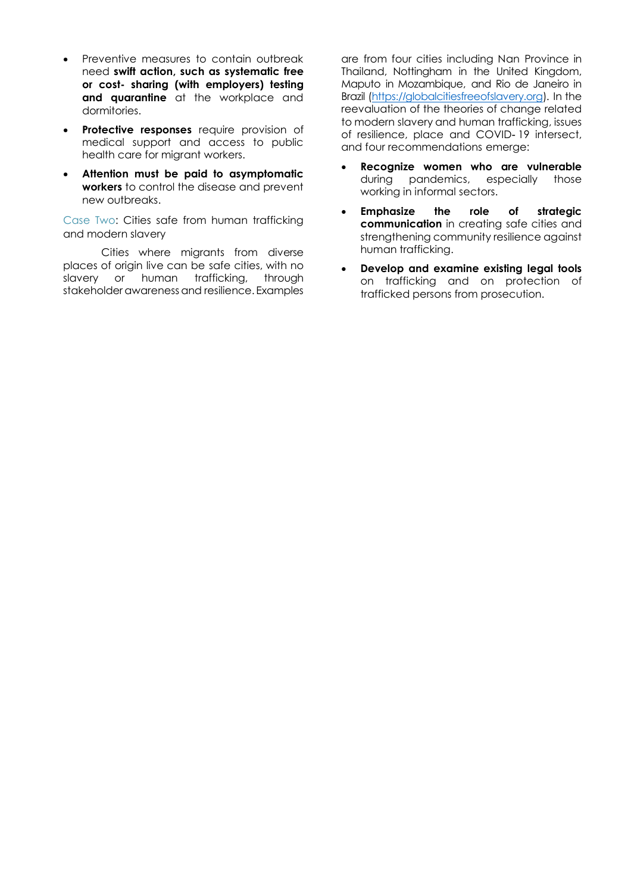- Preventive measures to contain outbreak need **swift action, such as systematic free or cost- sharing (with employers) testing and quarantine** at the workplace and dormitories.
- **Protective responses** require provision of medical support and access to public health care for migrant workers.
- **Attention must be paid to asymptomatic workers** to control the disease and prevent new outbreaks.

Case Two: Cities safe from human trafficking and modern slavery

Cities where migrants from diverse places of origin live can be safe cities, with no slavery or human trafficking, through stakeholder awareness and resilience. Examples are from four cities including Nan Province in Thailand, Nottingham in the United Kingdom, Maputo in Mozambique, and Rio de Janeiro in Brazil (https://globalcitiesfreeofslavery.org). In the reevaluation of the theories of change related to modern slavery and human trafficking, issues of resilience, place and COVID- 19 intersect, and four recommendations emerge:

- **Recognize women who are vulnerable** during pandemics, especially those working in informal sectors.
- **Emphasize the role of strategic communication** in creating safe cities and strengthening community resilience against human trafficking.
- **Develop and examine existing legal tools** on trafficking and on protection of trafficked persons from prosecution.